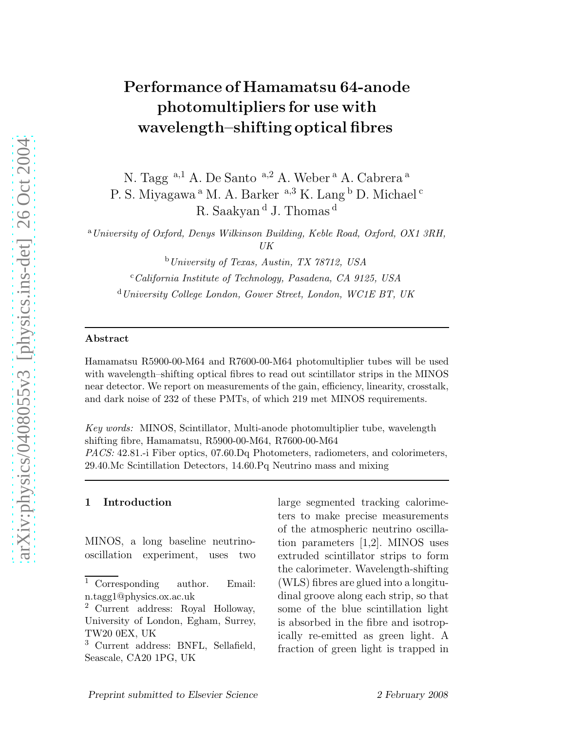# Performance of Hamamatsu 64-anode photomultipliers for use with wavelength–shifting optical fibres

N. Tagg [a,1] A. De Santo [a,2] A. Weber [a] A. Cabrera [a] P. S. Miyagawa [a] M. A. Barker [a,3] K. Lang [b] D. Michael [c] R. Saakyan [d] J. Thomas [d]

[a] *University of Oxford, Denys Wilkinson Building, Keble Road, Oxford, OX1 3RH, UK*

[b] *University of Texas, Austin, TX 78712, USA*

[c] *California Institute of Technology, Pasadena, CA 9125, USA*

[d] *University College London, Gower Street, London, WC1E BT, UK*

---

**Abstract**

Hamamatsu R5900-00-M64 and R7600-00-M64 photomultiplier tubes will be used with wavelength–shifting optical fibres to read out scintillator strips in the MINOS near detector. We report on measurements of the gain, efficiency, linearity, crosstalk, and dark noise of 232 of these PMTs, of which 219 met MINOS requirements.

*Key words:* MINOS, Scintillator, Multi-anode photomultiplier tube, wavelength shifting fibre, Hamamatsu, R5900-00-M64, R7600-00-M64

*PACS:* 42.81.-i Fiber optics, 07.60.Dq Photometers, radiometers, and colorimeters, 29.40.Mc Scintillation Detectors, 14.60.Pq Neutrino mass and mixing

---

## 1 Introduction

MINOS, a long baseline neutrino-oscillation experiment, uses two large segmented tracking calorimeters to make precise measurements of the atmospheric neutrino oscillation parameters [1,2]. MINOS uses extruded scintillator strips to form the calorimeter. Wavelength-shifting (WLS) fibres are glued into a longitudinal groove along each strip, so that some of the blue scintillation light is absorbed in the fibre and isotropically re-emitted as green light. A fraction of green light is trapped in

---

[1] Corresponding author. Email: n.tagg1@physics.ox.ac.uk

[2] Current address: Royal Holloway, University of London, Egham, Surrey, TW20 0EX, UK

[3] Current address: BNFL, Sellafield, Seascale, CA20 1PG, UK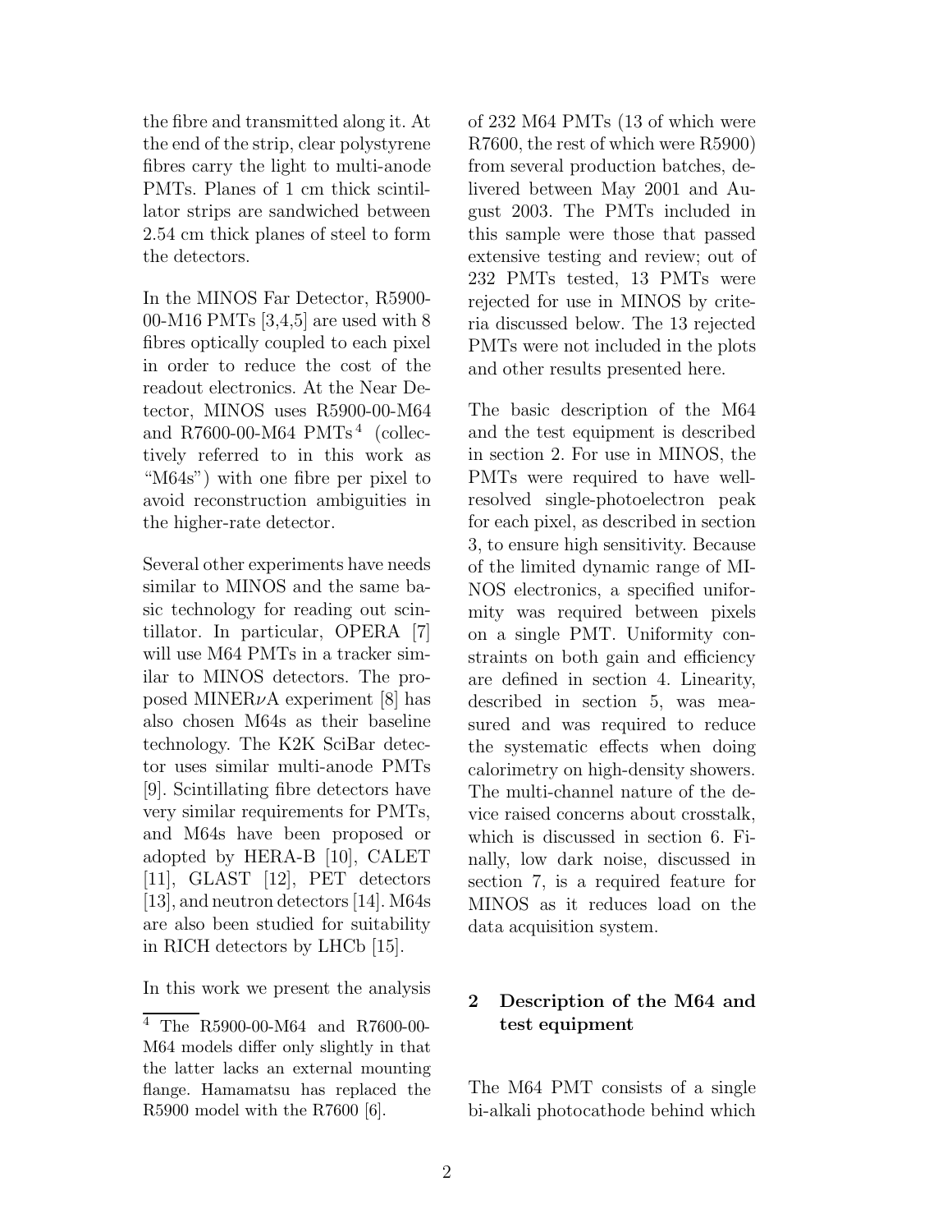the fibre and transmitted along it. At the end of the strip, clear polystyrene fibres carry the light to multi-anode PMTs. Planes of 1 cm thick scintillator strips are sandwiched between 2.54 cm thick planes of steel to form the detectors.

In the MINOS Far Detector, R5900-00-M16 PMTs [3,4,5] are used with 8 fibres optically coupled to each pixel in order to reduce the cost of the readout electronics. At the Near Detector, MINOS uses R5900-00-M64 and R7600-00-M64 PMTs [4] (collectively referred to in this work as "M64s") with one fibre per pixel to avoid reconstruction ambiguities in the higher-rate detector.

Several other experiments have needs similar to MINOS and the same basic technology for reading out scintillator. In particular, OPERA [7] will use M64 PMTs in a tracker similar to MINOS detectors. The proposed MINER$\nu$A experiment [8] has also chosen M64s as their baseline technology. The K2K SciBar detector uses similar multi-anode PMTs [9]. Scintillating fibre detectors have very similar requirements for PMTs, and M64s have been proposed or adopted by HERA-B [10], CALET [11], GLAST [12], PET detectors [13], and neutron detectors [14]. M64s are also been studied for suitability in RICH detectors by LHCb [15].

In this work we present the analysis of 232 M64 PMTs (13 of which were R7600, the rest of which were R5900) from several production batches, delivered between May 2001 and August 2003. The PMTs included in this sample were those that passed extensive testing and review; out of 232 PMTs tested, 13 PMTs were rejected for use in MINOS by criteria discussed below. The 13 rejected PMTs were not included in the plots and other results presented here.

The basic description of the M64 and the test equipment is described in section 2. For use in MINOS, the PMTs were required to have well-resolved single-photoelectron peak for each pixel, as described in section 3, to ensure high sensitivity. Because of the limited dynamic range of MINOS electronics, a specified uniformity was required between pixels on a single PMT. Uniformity constraints on both gain and efficiency are defined in section 4. Linearity, described in section 5, was measured and was required to reduce the systematic effects when doing calorimetry on high-density showers. The multi-channel nature of the device raised concerns about crosstalk, which is discussed in section 6. Finally, low dark noise, discussed in section 7, is a required feature for MINOS as it reduces load on the data acquisition system.

## 2 Description of the M64 and test equipment

The M64 PMT consists of a single bi-alkali photocathode behind which

[4] The R5900-00-M64 and R7600-00-M64 models differ only slightly in that the latter lacks an external mounting flange. Hamamatsu has replaced the R5900 model with the R7600 [6].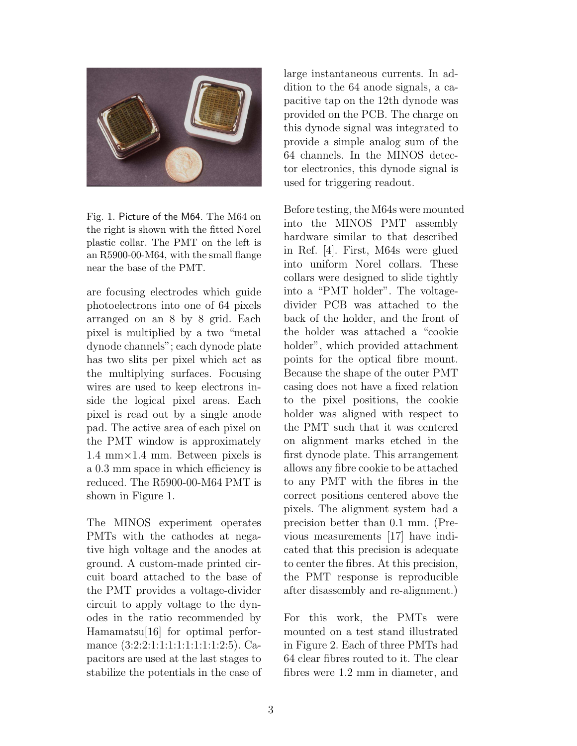Fig. 1. Picture of the M64. The M64 on the right is shown with the fitted Norel plastic collar. The PMT on the left is an R5900-00-M64, with the small flange near the base of the PMT.

are focusing electrodes which guide photoelectrons into one of 64 pixels arranged on an 8 by 8 grid. Each pixel is multiplied by a two "metal dynode channels"; each dynode plate has two slits per pixel which act as the multiplying surfaces. Focusing wires are used to keep electrons inside the logical pixel areas. Each pixel is read out by a single anode pad. The active area of each pixel on the PMT window is approximately 1.4 mm×1.4 mm. Between pixels is a 0.3 mm space in which efficiency is reduced. The R5900-00-M64 PMT is shown in Figure 1.

The MINOS experiment operates PMTs with the cathodes at negative high voltage and the anodes at ground. A custom-made printed circuit board attached to the base of the PMT provides a voltage-divider circuit to apply voltage to the dynodes in the ratio recommended by Hamamatsu[16] for optimal performance (3:2:2:1:1:1:1:1:1:1:1:2:5). Capacitors are used at the last stages to stabilize the potentials in the case of large instantaneous currents. In addition to the 64 anode signals, a capacitive tap on the 12th dynode was provided on the PCB. The charge on this dynode signal was integrated to provide a simple analog sum of the 64 channels. In the MINOS detector electronics, this dynode signal is used for triggering readout.

Before testing, the M64s were mounted into the MINOS PMT assembly hardware similar to that described in Ref. [4]. First, M64s were glued into uniform Norel collars. These collars were designed to slide tightly into a "PMT holder". The voltage-divider PCB was attached to the back of the holder, and the front of the holder was attached a "cookie holder", which provided attachment points for the optical fibre mount. Because the shape of the outer PMT casing does not have a fixed relation to the pixel positions, the cookie holder was aligned with respect to the PMT such that it was centered on alignment marks etched in the first dynode plate. This arrangement allows any fibre cookie to be attached to any PMT with the fibres in the correct positions centered above the pixels. The alignment system had a precision better than 0.1 mm. (Previous measurements [17] have indicated that this precision is adequate to center the fibres. At this precision, the PMT response is reproducible after disassembly and re-alignment.)

For this work, the PMTs were mounted on a test stand illustrated in Figure 2. Each of three PMTs had 64 clear fibres routed to it. The clear fibres were 1.2 mm in diameter, and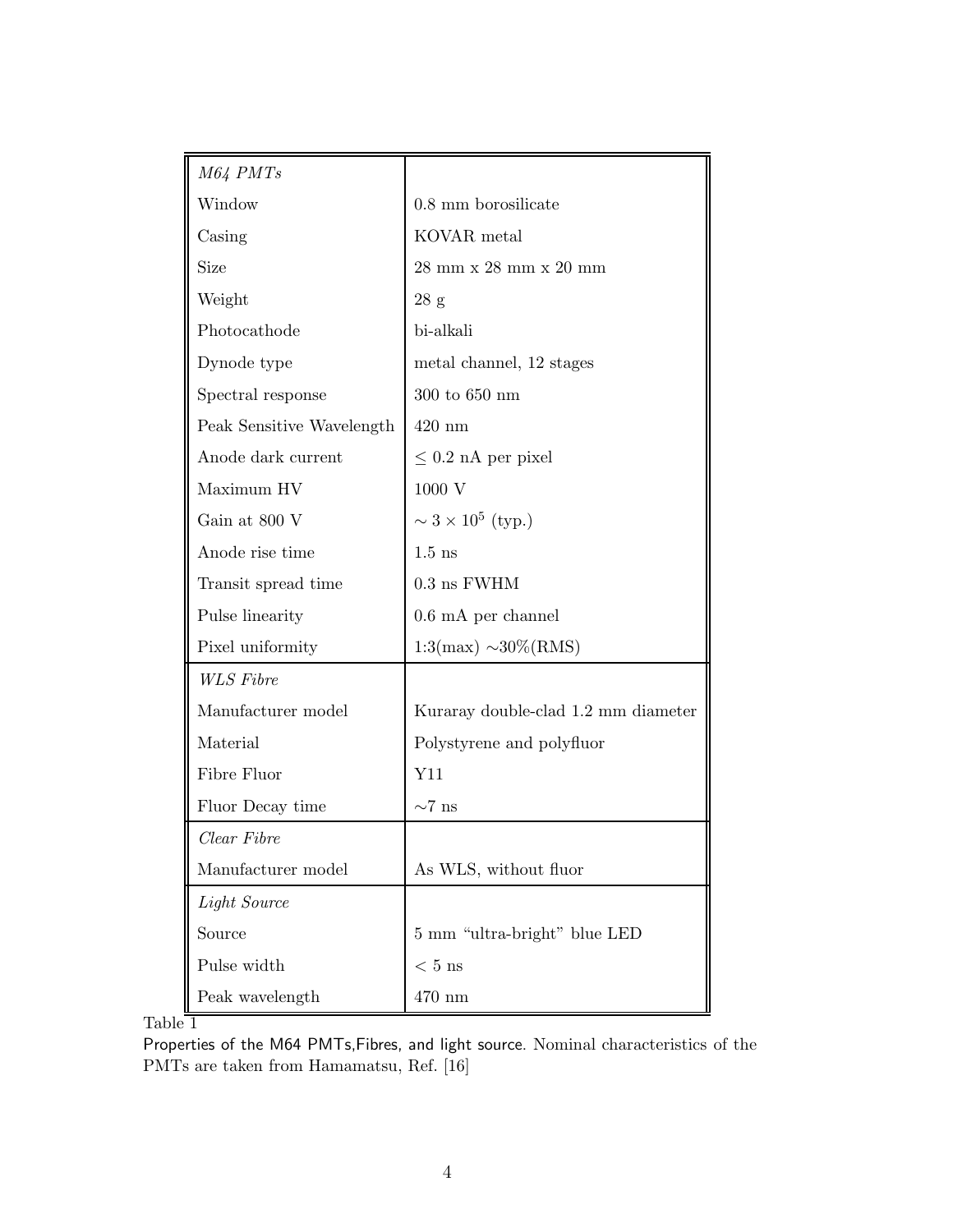| *M64 PMTs* | |
|---|---|
| Window | 0.8 mm borosilicate |
| Casing | KOVAR metal |
| Size | 28 mm x 28 mm x 20 mm |
| Weight | 28 g |
| Photocathode | bi-alkali |
| Dynode type | metal channel, 12 stages |
| Spectral response | 300 to 650 nm |
| Peak Sensitive Wavelength | 420 nm |
| Anode dark current | $\leq$ 0.2 nA per pixel |
| Maximum HV | 1000 V |
| Gain at 800 V | $\sim 3 \times 10^5$ (typ.) |
| Anode rise time | 1.5 ns |
| Transit spread time | 0.3 ns FWHM |
| Pulse linearity | 0.6 mA per channel |
| Pixel uniformity | 1:3(max) $\sim$30%(RMS) |
| *WLS Fibre* | |
| Manufacturer model | Kuraray double-clad 1.2 mm diameter |
| Material | Polystyrene and polyfluor |
| Fibre Fluor | Y11 |
| Fluor Decay time | $\sim$7 ns |
| *Clear Fibre* | |
| Manufacturer model | As WLS, without fluor |
| *Light Source* | |
| Source | 5 mm "ultra-bright" blue LED |
| Pulse width | $<$ 5 ns |
| Peak wavelength | 470 nm |

Table 1

Properties of the M64 PMTs,Fibres, and light source. Nominal characteristics of the PMTs are taken from Hamamatsu, Ref. [16]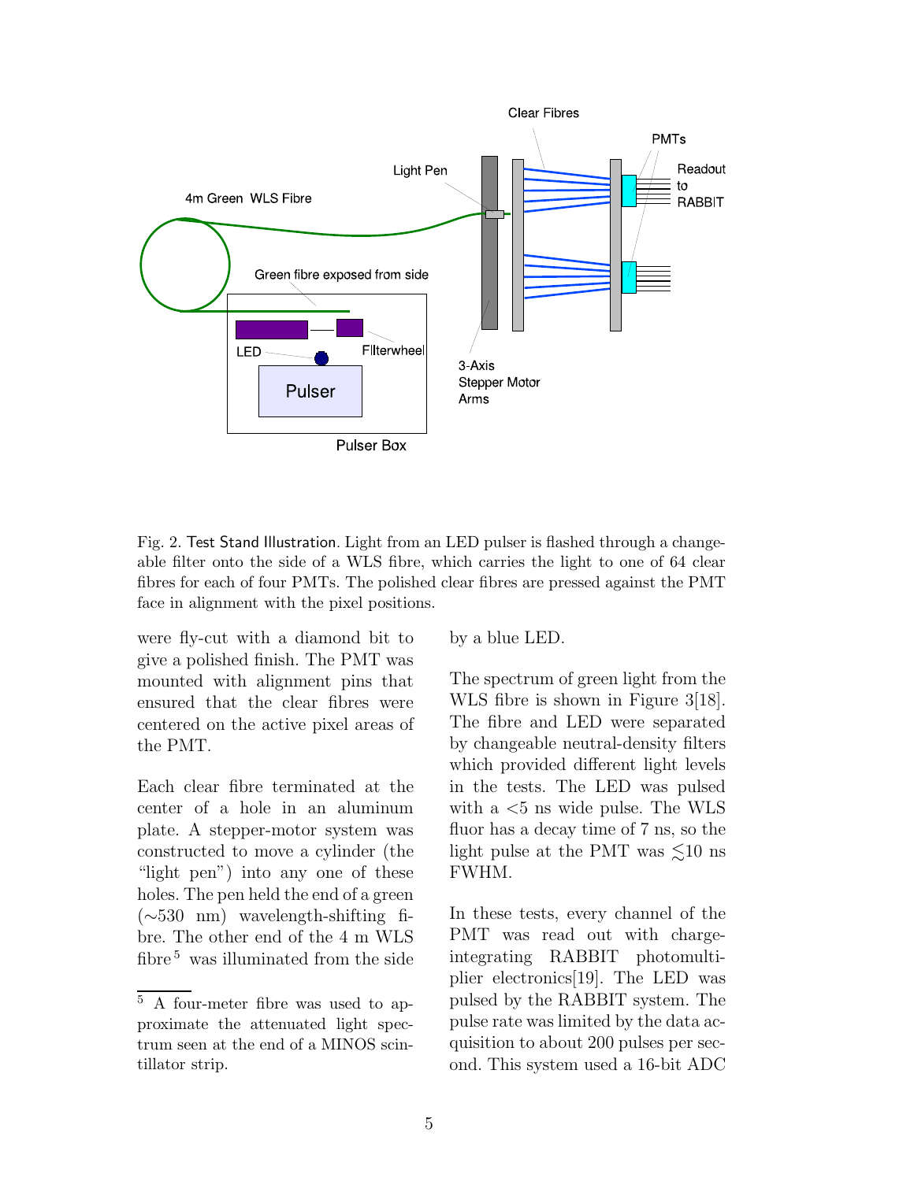Fig. 2. Test Stand Illustration. Light from an LED pulser is flashed through a changeable filter onto the side of a WLS fibre, which carries the light to one of 64 clear fibres for each of four PMTs. The polished clear fibres are pressed against the PMT face in alignment with the pixel positions.

were fly-cut with a diamond bit to give a polished finish. The PMT was mounted with alignment pins that ensured that the clear fibres were centered on the active pixel areas of the PMT.

Each clear fibre terminated at the center of a hole in an aluminum plate. A stepper-motor system was constructed to move a cylinder (the "light pen") into any one of these holes. The pen held the end of a green (∼530 nm) wavelength-shifting fibre. The other end of the 4 m WLS fibre [5] was illuminated from the side by a blue LED.

[5] A four-meter fibre was used to approximate the attenuated light spectrum seen at the end of a MINOS scintillator strip.

The spectrum of green light from the WLS fibre is shown in Figure 3[18]. The fibre and LED were separated by changeable neutral-density filters which provided different light levels in the tests. The LED was pulsed with a <5 ns wide pulse. The WLS fluor has a decay time of 7 ns, so the light pulse at the PMT was $\lesssim$10 ns FWHM.

In these tests, every channel of the PMT was read out with charge-integrating RABBIT photomultiplier electronics[19]. The LED was pulsed by the RABBIT system. The pulse rate was limited by the data acquisition to about 200 pulses per second. This system used a 16-bit ADC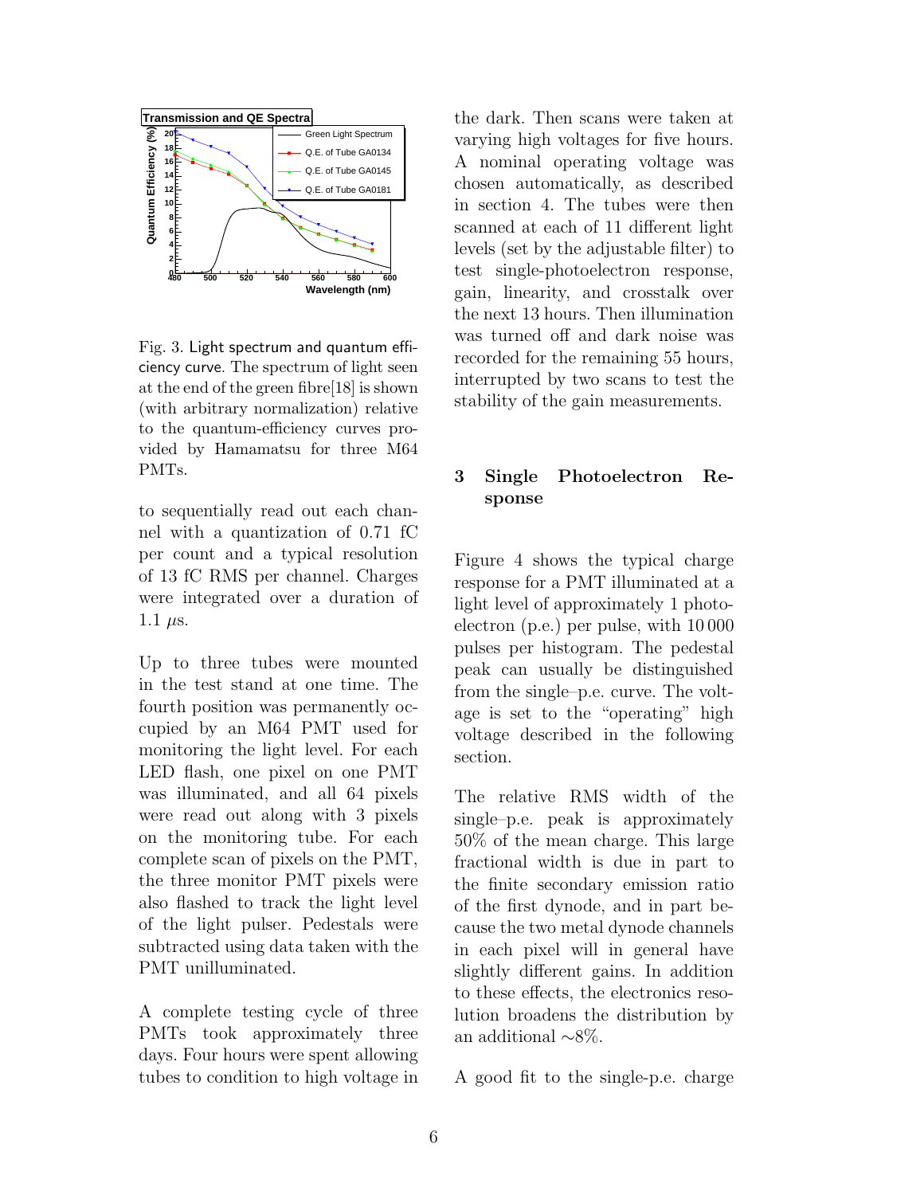Fig. 3. Light spectrum and quantum efficiency curve. The spectrum of light seen at the end of the green fibre[18] is shown (with arbitrary normalization) relative to the quantum-efficiency curves provided by Hamamatsu for three M64 PMTs.

to sequentially read out each channel with a quantization of 0.71 fC per count and a typical resolution of 13 fC RMS per channel. Charges were integrated over a duration of 1.1 $\mu$s.

Up to three tubes were mounted in the test stand at one time. The fourth position was permanently occupied by an M64 PMT used for monitoring the light level. For each LED flash, one pixel on one PMT was illuminated, and all 64 pixels were read out along with 3 pixels on the monitoring tube. For each complete scan of pixels on the PMT, the three monitor PMT pixels were also flashed to track the light level of the light pulser. Pedestals were subtracted using data taken with the PMT unilluminated.

A complete testing cycle of three PMTs took approximately three days. Four hours were spent allowing tubes to condition to high voltage in the dark. Then scans were taken at varying high voltages for five hours. A nominal operating voltage was chosen automatically, as described in section 4. The tubes were then scanned at each of 11 different light levels (set by the adjustable filter) to test single-photoelectron response, gain, linearity, and crosstalk over the next 13 hours. Then illumination was turned off and dark noise was recorded for the remaining 55 hours, interrupted by two scans to test the stability of the gain measurements.

## 3 Single Photoelectron Response

Figure 4 shows the typical charge response for a PMT illuminated at a light level of approximately 1 photoelectron (p.e.) per pulse, with 10 000 pulses per histogram. The pedestal peak can usually be distinguished from the single–p.e. curve. The voltage is set to the "operating" high voltage described in the following section.

The relative RMS width of the single–p.e. peak is approximately 50% of the mean charge. This large fractional width is due in part to the finite secondary emission ratio of the first dynode, and in part because the two metal dynode channels in each pixel will in general have slightly different gains. In addition to these effects, the electronics resolution broadens the distribution by an additional ∼8%.

A good fit to the single-p.e. charge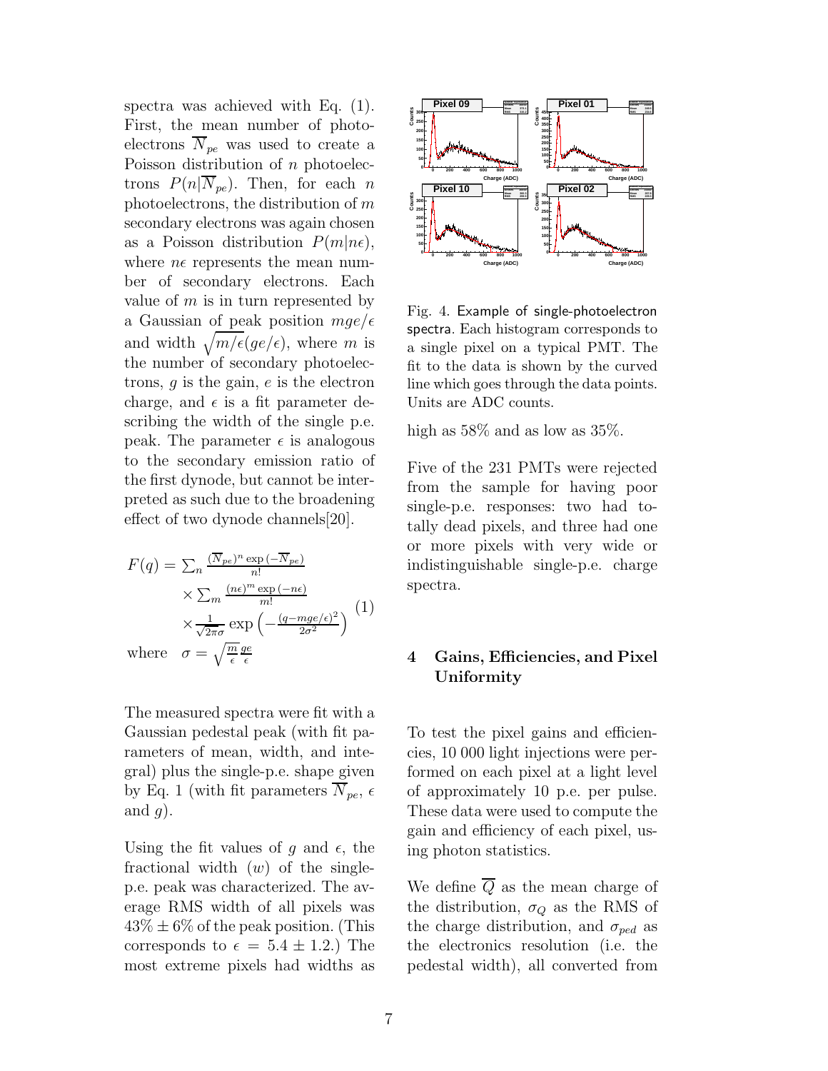spectra was achieved with Eq. (1). First, the mean number of photoelectrons $\overline{N}_{pe}$ was used to create a Poisson distribution of $n$ photoelectrons $P(n|\overline{N}_{pe})$. Then, for each $n$ photoelectrons, the distribution of $m$ secondary electrons was again chosen as a Poisson distribution $P(m|n\epsilon)$, where $n\epsilon$ represents the mean number of secondary electrons. Each value of $m$ is in turn represented by a Gaussian of peak position $mge/\epsilon$ and width $\sqrt{m/\epsilon}(ge/\epsilon)$, where $m$ is the number of secondary photoelectrons, $g$ is the gain, $e$ is the electron charge, and $\epsilon$ is a fit parameter describing the width of the single p.e. peak. The parameter $\epsilon$ is analogous to the secondary emission ratio of the first dynode, but cannot be interpreted as such due to the broadening effect of two dynode channels[20].

$$
\begin{aligned}
F(q) = & \sum_n \frac{(\overline{N}_{pe})^n \exp\left(-\overline{N}_{pe}\right)}{n!} \\
& \times \sum_m \frac{(n\epsilon)^m \exp\left(-n\epsilon\right)}{m!} \\
& \times \frac{1}{\sqrt{2\pi}\sigma} \exp\left(-\frac{(q - mge/\epsilon)^2}{2\sigma^2}\right)
\end{aligned}
\quad (1)
$$

where $\quad \sigma = \sqrt{\frac{m}{\epsilon}}\frac{ge}{\epsilon}$

The measured spectra were fit with a Gaussian pedestal peak (with fit parameters of mean, width, and integral) plus the single-p.e. shape given by Eq. 1 (with fit parameters $\overline{N}_{pe}$, $\epsilon$ and $g$).

Using the fit values of $g$ and $\epsilon$, the fractional width ($w$) of the single-p.e. peak was characterized. The average RMS width of all pixels was $43\% \pm 6\%$ of the peak position. (This corresponds to $\epsilon = 5.4 \pm 1.2$.) The most extreme pixels had widths as high as 58% and as low as 35%.

Fig. 4. Example of single-photoelectron spectra. Each histogram corresponds to a single pixel on a typical PMT. The fit to the data is shown by the curved line which goes through the data points. Units are ADC counts.

Five of the 231 PMTs were rejected from the sample for having poor single-p.e. responses: two had totally dead pixels, and three had one or more pixels with very wide or indistinguishable single-p.e. charge spectra.

## 4 Gains, Efficiencies, and Pixel Uniformity

To test the pixel gains and efficiencies, 10 000 light injections were performed on each pixel at a light level of approximately 10 p.e. per pulse. These data were used to compute the gain and efficiency of each pixel, using photon statistics.

We define $\overline{Q}$ as the mean charge of the distribution, $\sigma_Q$ as the RMS of the charge distribution, and $\sigma_{ped}$ as the electronics resolution (i.e. the pedestal width), all converted from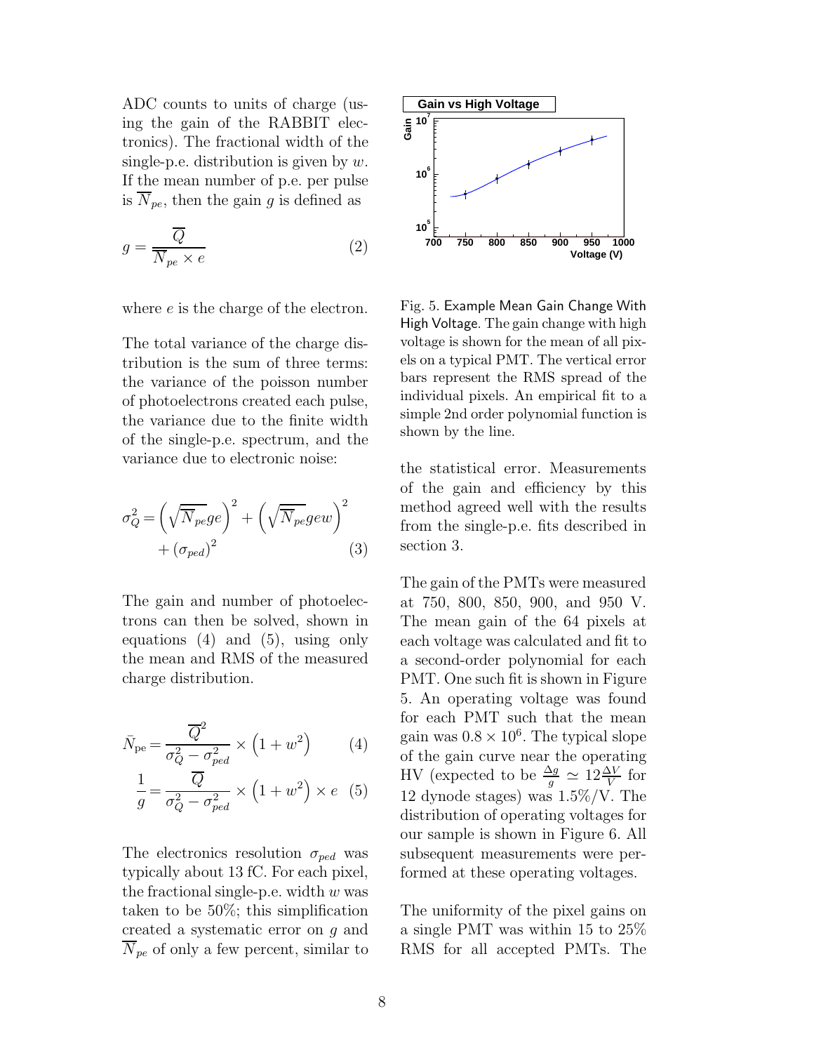ADC counts to units of charge (using the gain of the RABBIT electronics). The fractional width of the single-p.e. distribution is given by $w$. If the mean number of p.e. per pulse is $\overline{N}_{pe}$, then the gain $g$ is defined as

$$g = \frac{\overline{Q}}{\overline{N}_{pe} \times e} \tag{2}$$

where $e$ is the charge of the electron.

The total variance of the charge distribution is the sum of three terms: the variance of the poisson number of photoelectrons created each pulse, the variance due to the finite width of the single-p.e. spectrum, and the variance due to electronic noise:

$$\sigma_Q^2 = \left(\sqrt{\overline{N}_{pe}} ge\right)^2 + \left(\sqrt{\overline{N}_{pe}} gew\right)^2 + \left(\sigma_{ped}\right)^2 \tag{3}$$

The gain and number of photoelectrons can then be solved, shown in equations (4) and (5), using only the mean and RMS of the measured charge distribution.

$$\bar{N}_{\mathrm{pe}} = \frac{\overline{Q}^2}{\sigma_Q^2 - \sigma_{ped}^2} \times \left(1 + w^2\right) \tag{4}$$

$$\frac{1}{g} = \frac{\overline{Q}}{\sigma_Q^2 - \sigma_{ped}^2} \times \left(1 + w^2\right) \times e \tag{5}$$

The electronics resolution $\sigma_{ped}$ was typically about 13 fC. For each pixel, the fractional single-p.e. width $w$ was taken to be 50%; this simplification created a systematic error on $g$ and $\overline{N}_{pe}$ of only a few percent, similar to the statistical error. Measurements of the gain and efficiency by this method agreed well with the results from the single-p.e. fits described in section 3.

Fig. 5. Example Mean Gain Change With High Voltage. The gain change with high voltage is shown for the mean of all pixels on a typical PMT. The vertical error bars represent the RMS spread of the individual pixels. An empirical fit to a simple 2nd order polynomial function is shown by the line.

The gain of the PMTs were measured at 750, 800, 850, 900, and 950 V. The mean gain of the 64 pixels at each voltage was calculated and fit to a second-order polynomial for each PMT. One such fit is shown in Figure 5. An operating voltage was found for each PMT such that the mean gain was $0.8 \times 10^6$. The typical slope of the gain curve near the operating HV (expected to be $\frac{\Delta g}{g} \simeq 12 \frac{\Delta V}{V}$ for 12 dynode stages) was 1.5%/V. The distribution of operating voltages for our sample is shown in Figure 6. All subsequent measurements were performed at these operating voltages.

The uniformity of the pixel gains on a single PMT was within 15 to 25% RMS for all accepted PMTs. The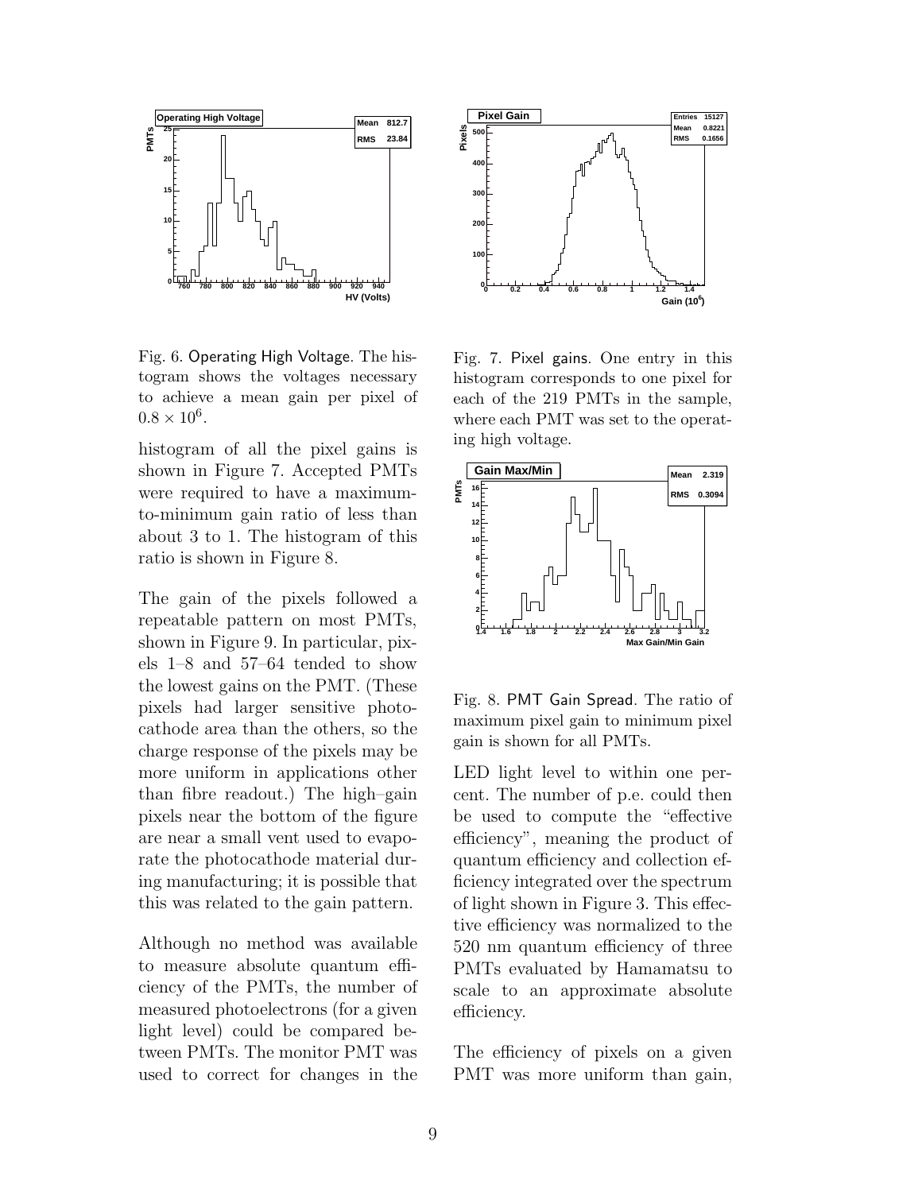Fig. 6. Operating High Voltage. The histogram shows the voltages necessary to achieve a mean gain per pixel of $0.8 \times 10^6$.

Fig. 7. Pixel gains. One entry in this histogram corresponds to one pixel for each of the 219 PMTs in the sample, where each PMT was set to the operating high voltage.

Fig. 8. PMT Gain Spread. The ratio of maximum pixel gain to minimum pixel gain is shown for all PMTs.

histogram of all the pixel gains is shown in Figure 7. Accepted PMTs were required to have a maximum-to-minimum gain ratio of less than about 3 to 1. The histogram of this ratio is shown in Figure 8.

The gain of the pixels followed a repeatable pattern on most PMTs, shown in Figure 9. In particular, pixels 1–8 and 57–64 tended to show the lowest gains on the PMT. (These pixels had larger sensitive photocathode area than the others, so the charge response of the pixels may be more uniform in applications other than fibre readout.) The high–gain pixels near the bottom of the figure are near a small vent used to evaporate the photocathode material during manufacturing; it is possible that this was related to the gain pattern.

Although no method was available to measure absolute quantum efficiency of the PMTs, the number of measured photoelectrons (for a given light level) could be compared between PMTs. The monitor PMT was used to correct for changes in the LED light level to within one percent. The number of p.e. could then be used to compute the "effective efficiency", meaning the product of quantum efficiency and collection efficiency integrated over the spectrum of light shown in Figure 3. This effective efficiency was normalized to the 520 nm quantum efficiency of three PMTs evaluated by Hamamatsu to scale to an approximate absolute efficiency.

The efficiency of pixels on a given PMT was more uniform than gain,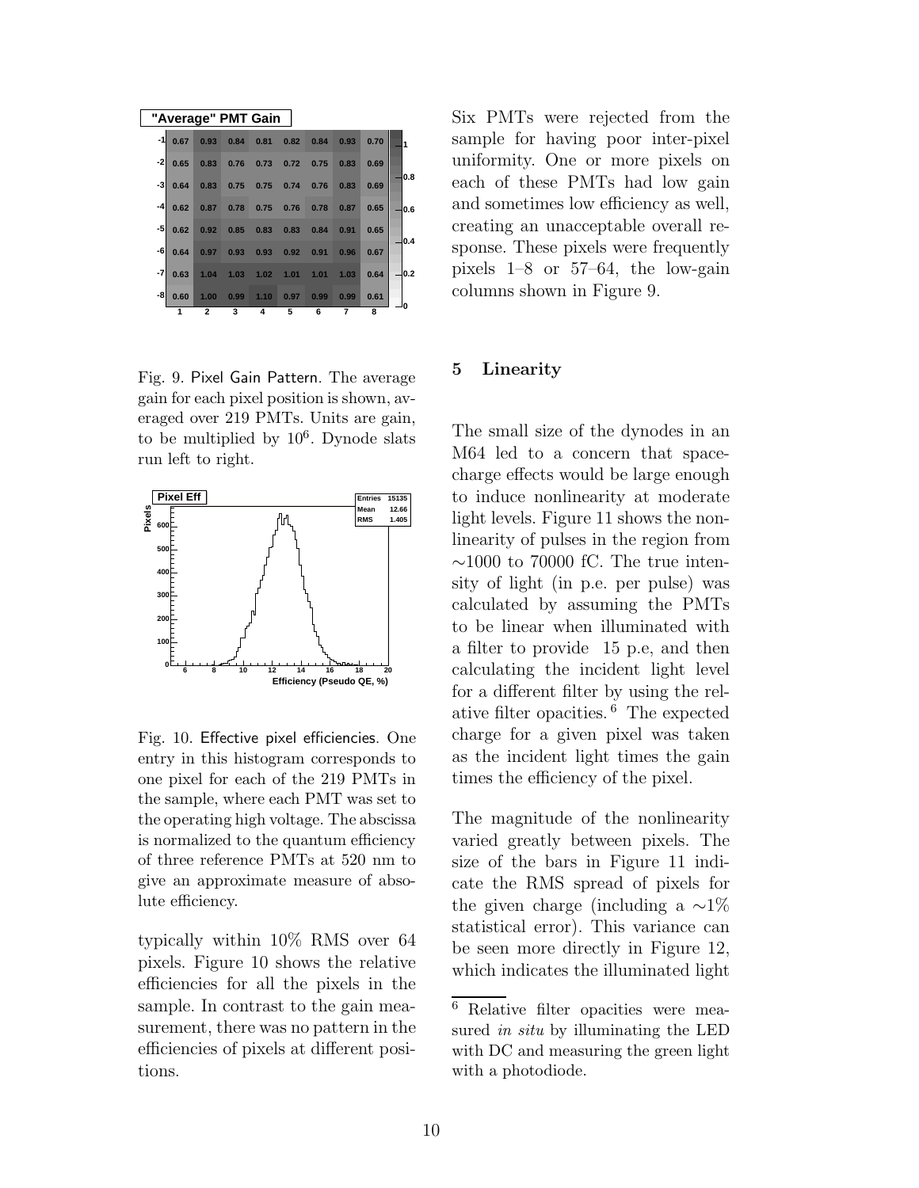| "Average" PMT Gain | | | | | | | | |
|---|---|---|---|---|---|---|---|---|
| -1 | 0.67 | 0.93 | 0.84 | 0.81 | 0.82 | 0.84 | 0.93 | 0.70 |
| -2 | 0.65 | 0.83 | 0.76 | 0.73 | 0.72 | 0.75 | 0.83 | 0.69 |
| -3 | 0.64 | 0.83 | 0.75 | 0.75 | 0.74 | 0.76 | 0.83 | 0.69 |
| -4 | 0.62 | 0.87 | 0.78 | 0.75 | 0.76 | 0.78 | 0.87 | 0.65 |
| -5 | 0.62 | 0.92 | 0.85 | 0.83 | 0.83 | 0.84 | 0.91 | 0.65 |
| -6 | 0.64 | 0.97 | 0.93 | 0.93 | 0.92 | 0.91 | 0.96 | 0.67 |
| -7 | 0.63 | 1.04 | 1.03 | 1.02 | 1.01 | 1.01 | 1.03 | 0.64 |
| -8 | 0.60 | 1.00 | 0.99 | 1.10 | 0.97 | 0.99 | 0.99 | 0.61 |
| | 1 | 2 | 3 | 4 | 5 | 6 | 7 | 8 |

Fig. 9. Pixel Gain Pattern. The average gain for each pixel position is shown, averaged over 219 PMTs. Units are gain, to be multiplied by $10^6$. Dynode slats run left to right.

Fig. 10. Effective pixel efficiencies. One entry in this histogram corresponds to one pixel for each of the 219 PMTs in the sample, where each PMT was set to the operating high voltage. The abscissa is normalized to the quantum efficiency of three reference PMTs at 520 nm to give an approximate measure of absolute efficiency.

typically within 10% RMS over 64 pixels. Figure 10 shows the relative efficiencies for all the pixels in the sample. In contrast to the gain measurement, there was no pattern in the efficiencies of pixels at different positions.

Six PMTs were rejected from the sample for having poor inter-pixel uniformity. One or more pixels on each of these PMTs had low gain and sometimes low efficiency as well, creating an unacceptable overall response. These pixels were frequently pixels 1–8 or 57–64, the low-gain columns shown in Figure 9.

## 5 Linearity

The small size of the dynodes in an M64 led to a concern that space-charge effects would be large enough to induce nonlinearity at moderate light levels. Figure 11 shows the nonlinearity of pulses in the region from $\sim$1000 to 70000 fC. The true intensity of light (in p.e. per pulse) was calculated by assuming the PMTs to be linear when illuminated with a filter to provide 15 p.e, and then calculating the incident light level for a different filter by using the relative filter opacities.[6] The expected charge for a given pixel was taken as the incident light times the gain times the efficiency of the pixel.

The magnitude of the nonlinearity varied greatly between pixels. The size of the bars in Figure 11 indicate the RMS spread of pixels for the given charge (including a $\sim$1% statistical error). This variance can be seen more directly in Figure 12, which indicates the illuminated light

[6] Relative filter opacities were measured *in situ* by illuminating the LED with DC and measuring the green light with a photodiode.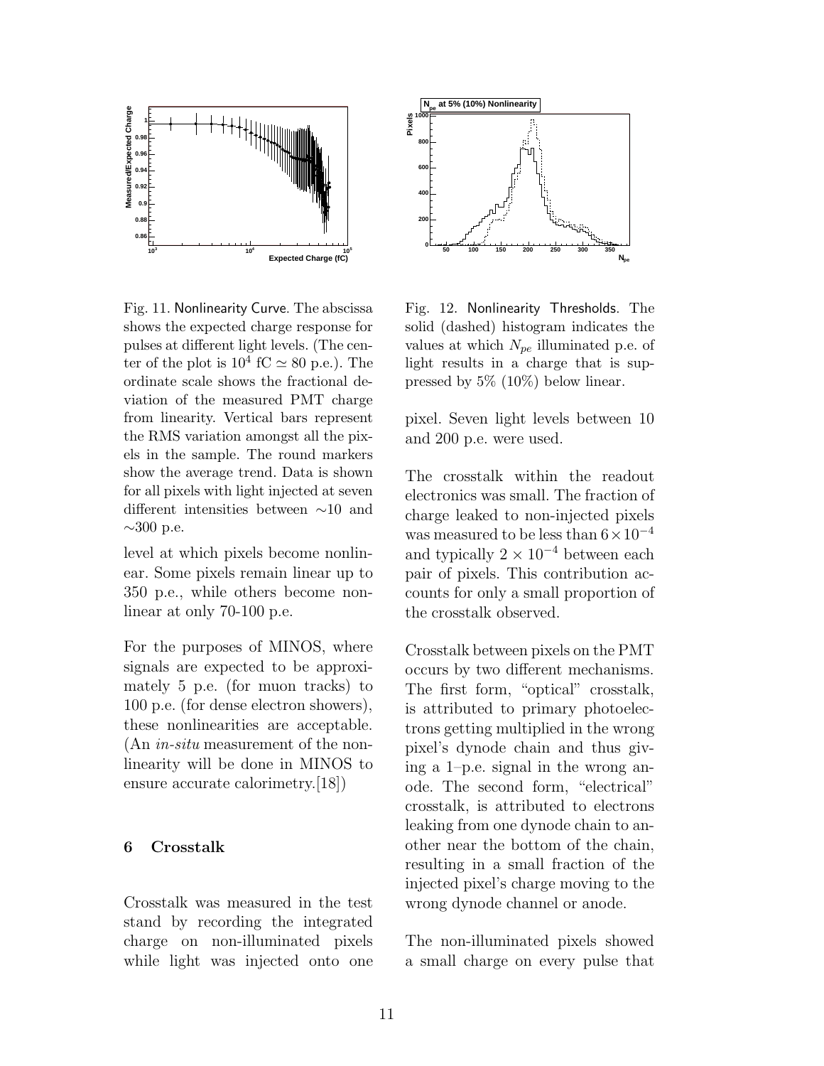Fig. 11. Nonlinearity Curve. The abscissa shows the expected charge response for pulses at different light levels. (The center of the plot is $10^4$ fC $\simeq$ 80 p.e.). The ordinate scale shows the fractional deviation of the measured PMT charge from linearity. Vertical bars represent the RMS variation amongst all the pixels in the sample. The round markers show the average trend. Data is shown for all pixels with light injected at seven different intensities between $\sim$10 and $\sim$300 p.e.

Fig. 12. Nonlinearity Thresholds. The solid (dashed) histogram indicates the values at which $N_{pe}$ illuminated p.e. of light results in a charge that is suppressed by 5% (10%) below linear.

level at which pixels become nonlinear. Some pixels remain linear up to 350 p.e., while others become nonlinear at only 70-100 p.e.

For the purposes of MINOS, where signals are expected to be approximately 5 p.e. (for muon tracks) to 100 p.e. (for dense electron showers), these nonlinearities are acceptable. (An *in-situ* measurement of the nonlinearity will be done in MINOS to ensure accurate calorimetry.[18])

## 6 Crosstalk

Crosstalk was measured in the test stand by recording the integrated charge on non-illuminated pixels while light was injected onto one pixel. Seven light levels between 10 and 200 p.e. were used.

The crosstalk within the readout electronics was small. The fraction of charge leaked to non-injected pixels was measured to be less than $6 \times 10^{-4}$ and typically $2 \times 10^{-4}$ between each pair of pixels. This contribution accounts for only a small proportion of the crosstalk observed.

Crosstalk between pixels on the PMT occurs by two different mechanisms. The first form, "optical" crosstalk, is attributed to primary photoelectrons getting multiplied in the wrong pixel's dynode chain and thus giving a 1–p.e. signal in the wrong anode. The second form, "electrical" crosstalk, is attributed to electrons leaking from one dynode chain to another near the bottom of the chain, resulting in a small fraction of the injected pixel's charge moving to the wrong dynode channel or anode.

The non-illuminated pixels showed a small charge on every pulse that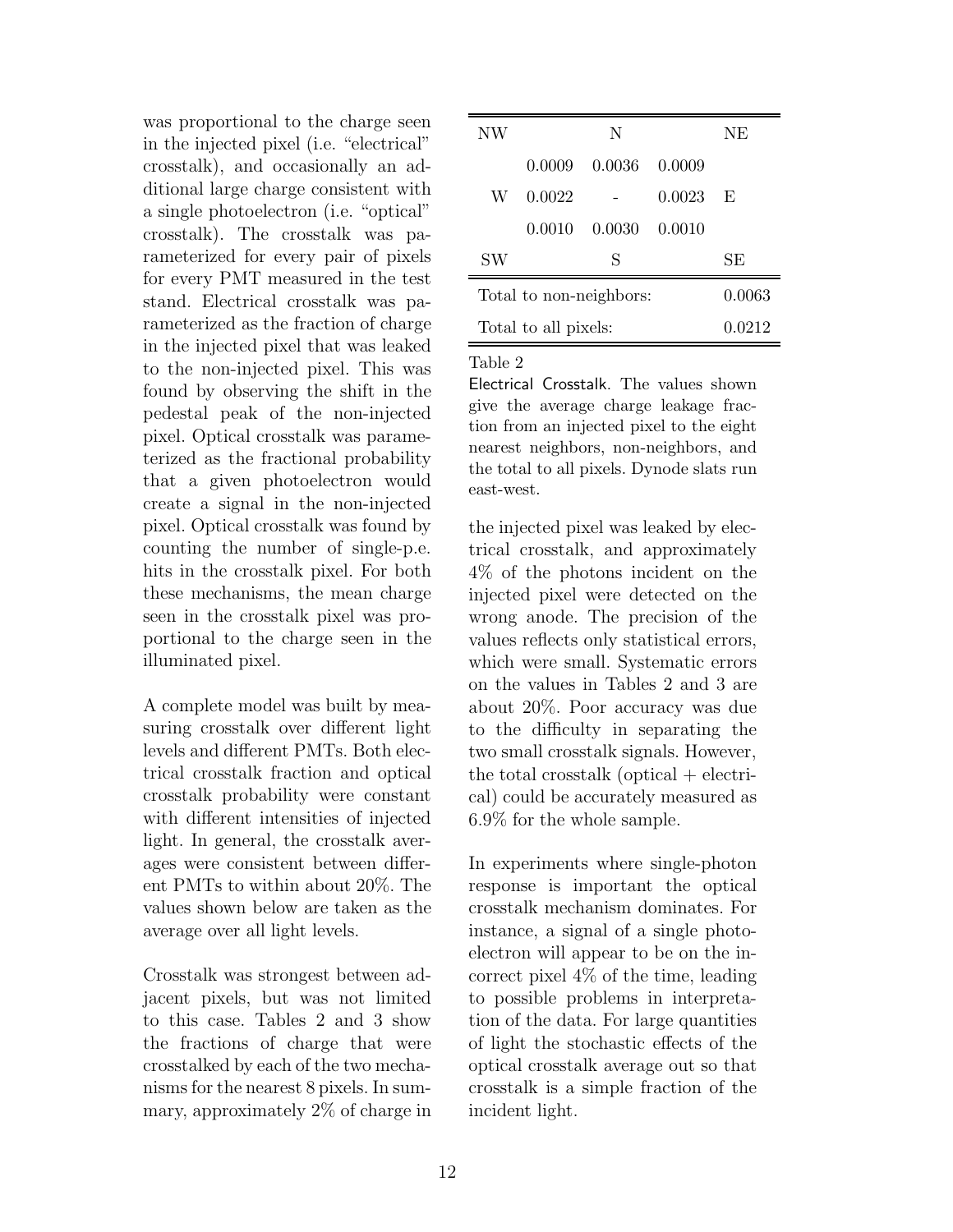was proportional to the charge seen in the injected pixel (i.e. "electrical" crosstalk), and occasionally an additional large charge consistent with a single photoelectron (i.e. "optical" crosstalk). The crosstalk was parameterized for every pair of pixels for every PMT measured in the test stand. Electrical crosstalk was parameterized as the fraction of charge in the injected pixel that was leaked to the non-injected pixel. This was found by observing the shift in the pedestal peak of the non-injected pixel. Optical crosstalk was parameterized as the fractional probability that a given photoelectron would create a signal in the non-injected pixel. Optical crosstalk was found by counting the number of single-p.e. hits in the crosstalk pixel. For both these mechanisms, the mean charge seen in the crosstalk pixel was proportional to the charge seen in the illuminated pixel.

A complete model was built by measuring crosstalk over different light levels and different PMTs. Both electrical crosstalk fraction and optical crosstalk probability were constant with different intensities of injected light. In general, the crosstalk averages were consistent between different PMTs to within about 20%. The values shown below are taken as the average over all light levels.

Crosstalk was strongest between adjacent pixels, but was not limited to this case. Tables 2 and 3 show the fractions of charge that were crosstalked by each of the two mechanisms for the nearest 8 pixels. In summary, approximately 2% of charge in the injected pixel was leaked by electrical crosstalk, and approximately 4% of the photons incident on the injected pixel were detected on the wrong anode. The precision of the values reflects only statistical errors, which were small. Systematic errors on the values in Tables 2 and 3 are about 20%. Poor accuracy was due to the difficulty in separating the two small crosstalk signals. However, the total crosstalk (optical + electrical) could be accurately measured as 6.9% for the whole sample.

| NW | | N | | NE |
|---|---|---|---|---|
| | 0.0009 | 0.0036 | 0.0009 | |
| W | 0.0022 | - | 0.0023 | E |
| | 0.0010 | 0.0030 | 0.0010 | |
| SW | | S | | SE |
| Total to non-neighbors: | | | | 0.0063 |
| Total to all pixels: | | | | 0.0212 |

Table 2

Electrical Crosstalk. The values shown give the average charge leakage fraction from an injected pixel to the eight nearest neighbors, non-neighbors, and the total to all pixels. Dynode slats run east-west.

In experiments where single-photon response is important the optical crosstalk mechanism dominates. For instance, a signal of a single photoelectron will appear to be on the incorrect pixel 4% of the time, leading to possible problems in interpretation of the data. For large quantities of light the stochastic effects of the optical crosstalk average out so that crosstalk is a simple fraction of the incident light.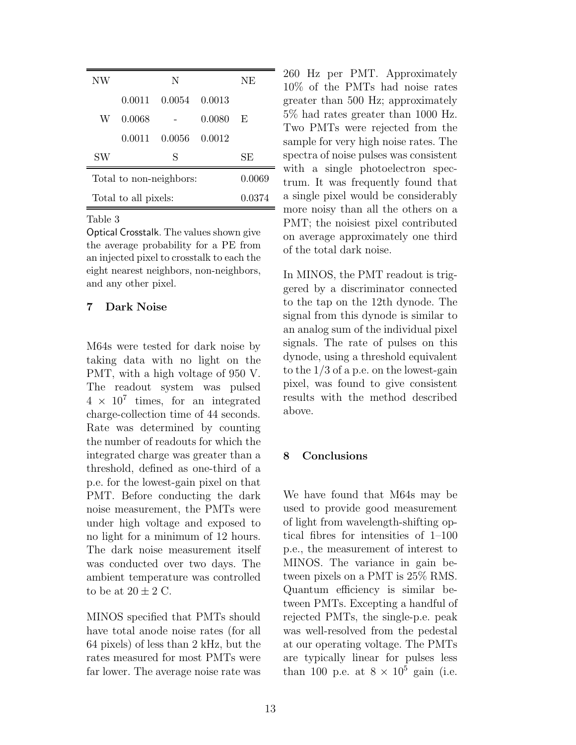| NW | | N | | NE |
|---|---|---|---|---|
| | 0.0011 | 0.0054 | 0.0013 | |
| W | 0.0068 | - | 0.0080 | E |
| | 0.0011 | 0.0056 | 0.0012 | |
| SW | | S | | SE |
| Total to non-neighbors: | | | | 0.0069 |
| Total to all pixels: | | | | 0.0374 |

Table 3

Optical Crosstalk. The values shown give the average probability for a PE from an injected pixel to crosstalk to each the eight nearest neighbors, non-neighbors, and any other pixel.

## 7 Dark Noise

M64s were tested for dark noise by taking data with no light on the PMT, with a high voltage of 950 V. The readout system was pulsed $4 \times 10^7$ times, for an integrated charge-collection time of 44 seconds. Rate was determined by counting the number of readouts for which the integrated charge was greater than a threshold, defined as one-third of a p.e. for the lowest-gain pixel on that PMT. Before conducting the dark noise measurement, the PMTs were under high voltage and exposed to no light for a minimum of 12 hours. The dark noise measurement itself was conducted over two days. The ambient temperature was controlled to be at $20 \pm 2$ C.

MINOS specified that PMTs should have total anode noise rates (for all 64 pixels) of less than 2 kHz, but the rates measured for most PMTs were far lower. The average noise rate was 260 Hz per PMT. Approximately 10% of the PMTs had noise rates greater than 500 Hz; approximately 5% had rates greater than 1000 Hz. Two PMTs were rejected from the sample for very high noise rates. The spectra of noise pulses was consistent with a single photoelectron spectrum. It was frequently found that a single pixel would be considerably more noisy than all the others on a PMT; the noisiest pixel contributed on average approximately one third of the total dark noise.

In MINOS, the PMT readout is triggered by a discriminator connected to the tap on the 12th dynode. The signal from this dynode is similar to an analog sum of the individual pixel signals. The rate of pulses on this dynode, using a threshold equivalent to the 1/3 of a p.e. on the lowest-gain pixel, was found to give consistent results with the method described above.

## 8 Conclusions

We have found that M64s may be used to provide good measurement of light from wavelength-shifting optical fibres for intensities of 1–100 p.e., the measurement of interest to MINOS. The variance in gain between pixels on a PMT is 25% RMS. Quantum efficiency is similar between PMTs. Excepting a handful of rejected PMTs, the single-p.e. peak was well-resolved from the pedestal at our operating voltage. The PMTs are typically linear for pulses less than 100 p.e. at $8 \times 10^5$ gain (i.e.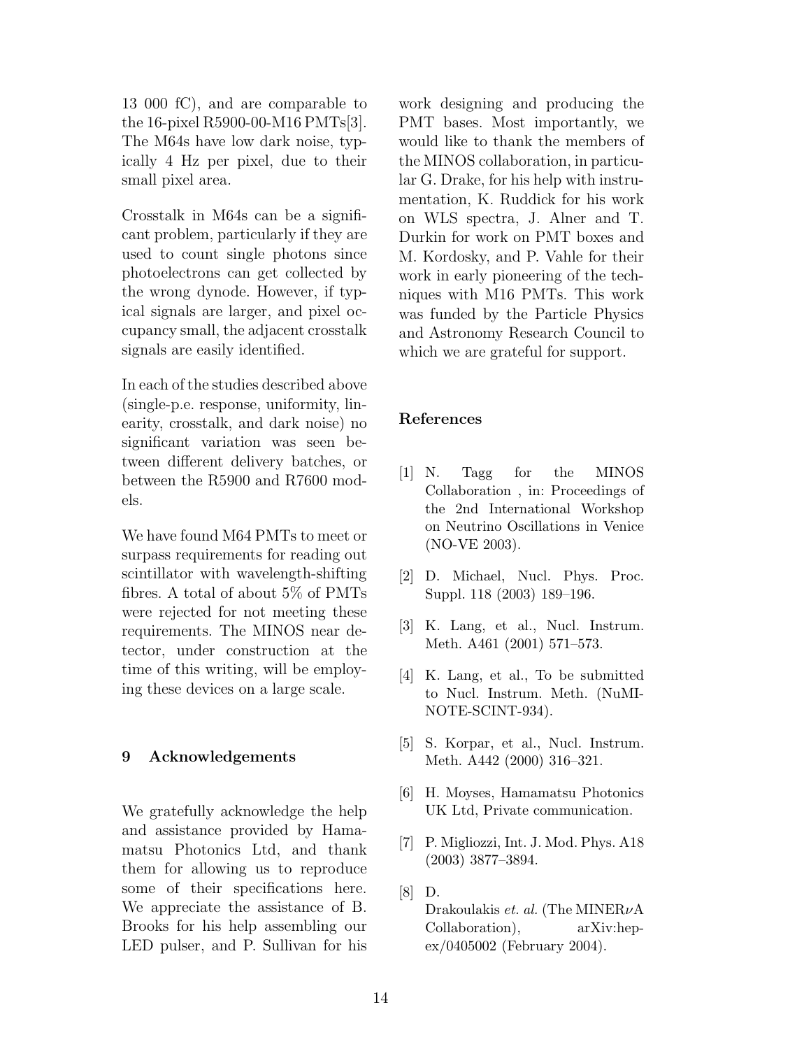13 000 fC), and are comparable to the 16-pixel R5900-00-M16 PMTs[3]. The M64s have low dark noise, typically 4 Hz per pixel, due to their small pixel area.

Crosstalk in M64s can be a significant problem, particularly if they are used to count single photons since photoelectrons can get collected by the wrong dynode. However, if typical signals are larger, and pixel occupancy small, the adjacent crosstalk signals are easily identified.

In each of the studies described above (single-p.e. response, uniformity, linearity, crosstalk, and dark noise) no significant variation was seen between different delivery batches, or between the R5900 and R7600 models.

We have found M64 PMTs to meet or surpass requirements for reading out scintillator with wavelength-shifting fibres. A total of about 5% of PMTs were rejected for not meeting these requirements. The MINOS near detector, under construction at the time of this writing, will be employing these devices on a large scale.

## 9 Acknowledgements

We gratefully acknowledge the help and assistance provided by Hamamatsu Photonics Ltd, and thank them for allowing us to reproduce some of their specifications here. We appreciate the assistance of B. Brooks for his help assembling our LED pulser, and P. Sullivan for his work designing and producing the PMT bases. Most importantly, we would like to thank the members of the MINOS collaboration, in particular G. Drake, for his help with instrumentation, K. Ruddick for his work on WLS spectra, J. Alner and T. Durkin for work on PMT boxes and M. Kordosky, and P. Vahle for their work in early pioneering of the techniques with M16 PMTs. This work was funded by the Particle Physics and Astronomy Research Council to which we are grateful for support.

## References

[1] N. Tagg for the MINOS Collaboration , in: Proceedings of the 2nd International Workshop on Neutrino Oscillations in Venice (NO-VE 2003).

[2] D. Michael, Nucl. Phys. Proc. Suppl. 118 (2003) 189–196.

[3] K. Lang, et al., Nucl. Instrum. Meth. A461 (2001) 571–573.

[4] K. Lang, et al., To be submitted to Nucl. Instrum. Meth. (NuMI-NOTE-SCINT-934).

[5] S. Korpar, et al., Nucl. Instrum. Meth. A442 (2000) 316–321.

[6] H. Moyses, Hamamatsu Photonics UK Ltd, Private communication.

[7] P. Migliozzi, Int. J. Mod. Phys. A18 (2003) 3877–3894.

[8] D. Drakoulakis *et. al.* (The MINER$\nu$A Collaboration), arXiv:hep-ex/0405002 (February 2004).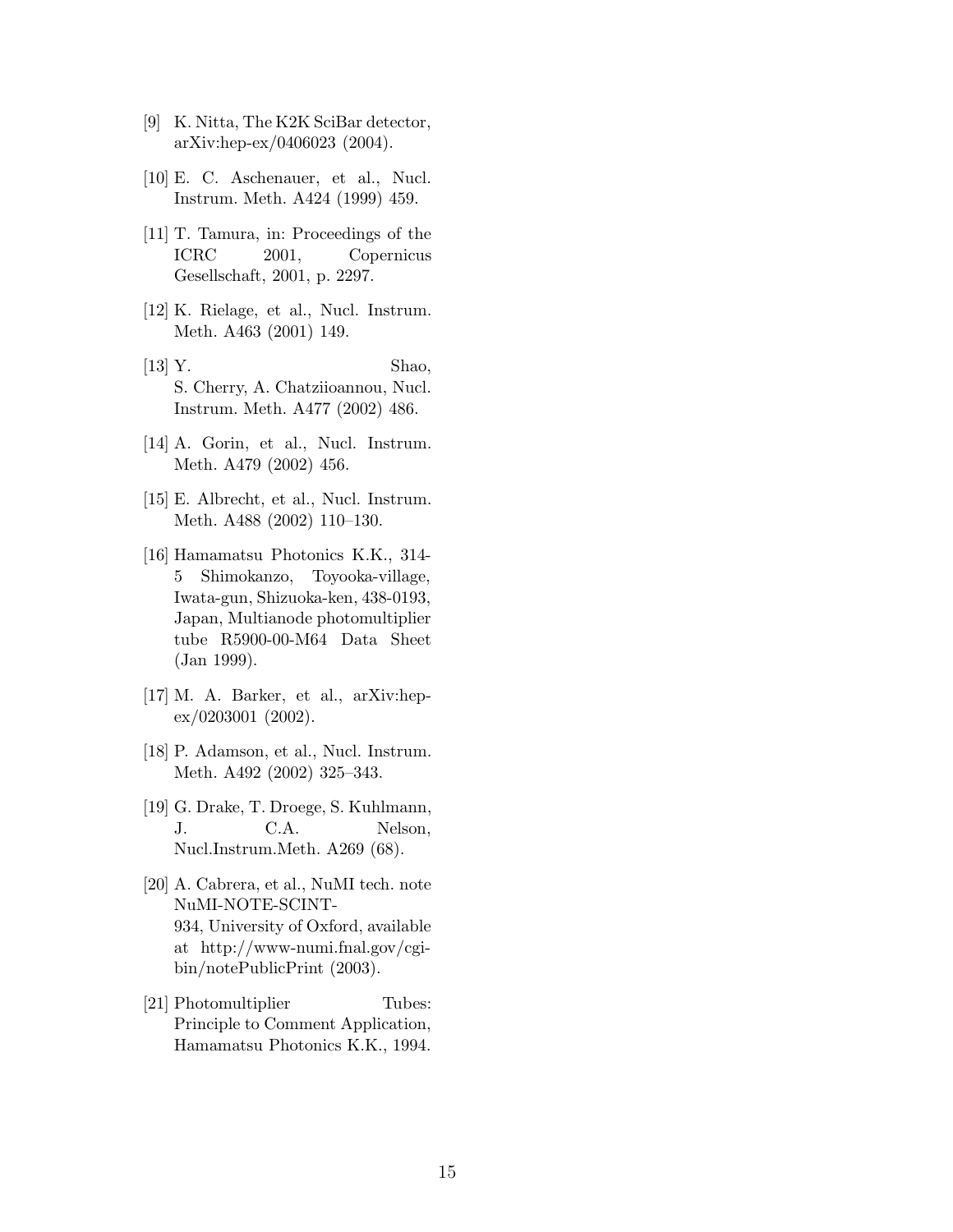[9] K. Nitta, The K2K SciBar detector, arXiv:hep-ex/0406023 (2004).

[10] E. C. Aschenauer, et al., Nucl. Instrum. Meth. A424 (1999) 459.

[11] T. Tamura, in: Proceedings of the ICRC 2001, Copernicus Gesellschaft, 2001, p. 2297.

[12] K. Rielage, et al., Nucl. Instrum. Meth. A463 (2001) 149.

[13] Y. Shao, S. Cherry, A. Chatziioannou, Nucl. Instrum. Meth. A477 (2002) 486.

[14] A. Gorin, et al., Nucl. Instrum. Meth. A479 (2002) 456.

[15] E. Albrecht, et al., Nucl. Instrum. Meth. A488 (2002) 110–130.

[16] Hamamatsu Photonics K.K., 314-5 Shimokanzo, Toyooka-village, Iwata-gun, Shizuoka-ken, 438-0193, Japan, Multianode photomultiplier tube R5900-00-M64 Data Sheet (Jan 1999).

[17] M. A. Barker, et al., arXiv:hep-ex/0203001 (2002).

[18] P. Adamson, et al., Nucl. Instrum. Meth. A492 (2002) 325–343.

[19] G. Drake, T. Droege, S. Kuhlmann, J. C.A. Nelson, Nucl.Instrum.Meth. A269 (68).

[20] A. Cabrera, et al., NuMI tech. note NuMI-NOTE-SCINT-934, University of Oxford, available at http://www-numi.fnal.gov/cgi-bin/notePublicPrint (2003).

[21] Photomultiplier Tubes: Principle to Comment Application, Hamamatsu Photonics K.K., 1994.